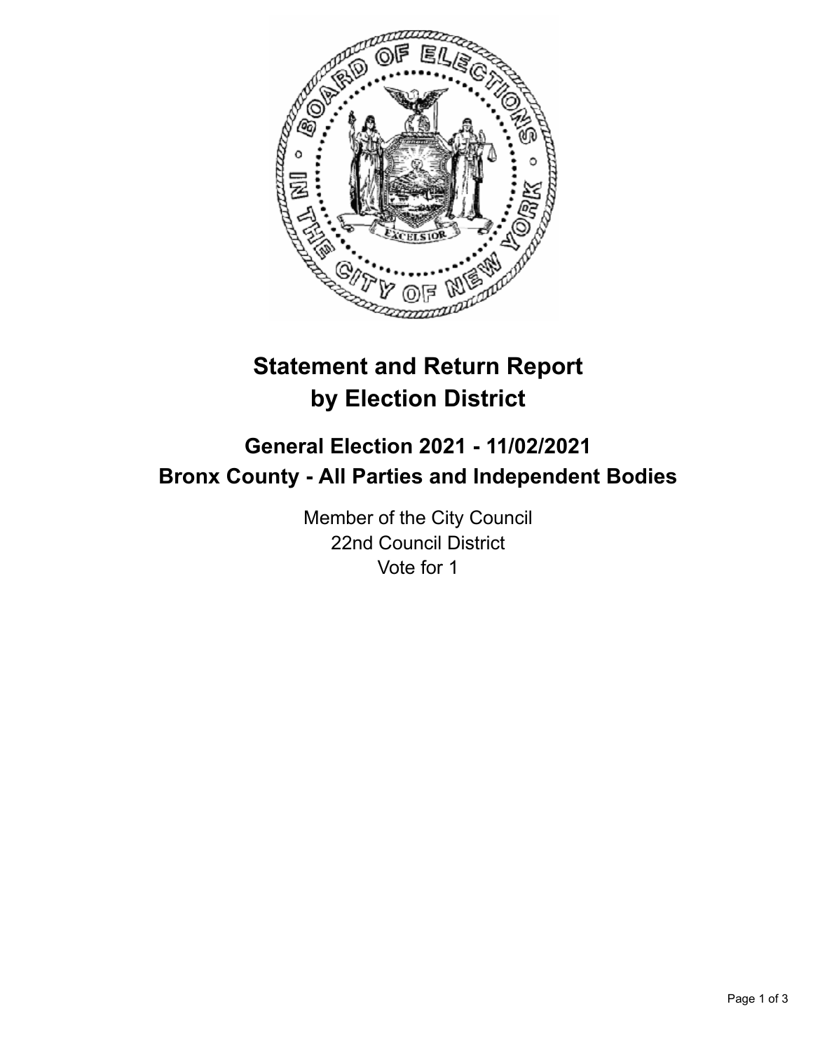# Statement and Return Report by Election District

## General Election 2021 - 11/02/2021
## Bronx County - All Parties and Independent Bodies

Member of the City Council
22nd Council District
Vote for 1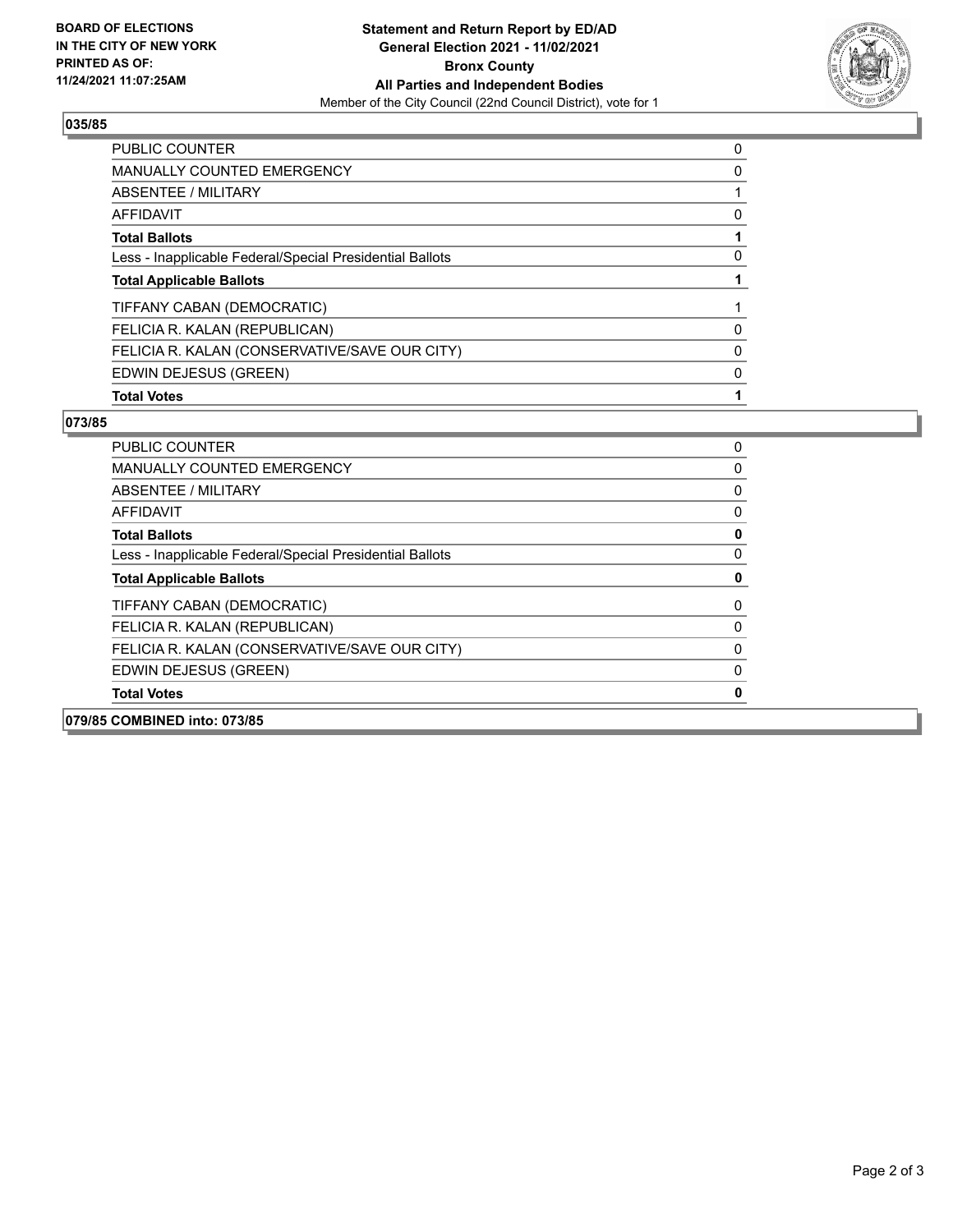**035/85**

| | |
|---|---|
| PUBLIC COUNTER | 0 |
| MANUALLY COUNTED EMERGENCY | 0 |
| ABSENTEE / MILITARY | 1 |
| AFFIDAVIT | 0 |
| **Total Ballots** | **1** |
| Less - Inapplicable Federal/Special Presidential Ballots | 0 |
| **Total Applicable Ballots** | **1** |
| TIFFANY CABAN (DEMOCRATIC) | 1 |
| FELICIA R. KALAN (REPUBLICAN) | 0 |
| FELICIA R. KALAN (CONSERVATIVE/SAVE OUR CITY) | 0 |
| EDWIN DEJESUS (GREEN) | 0 |
| **Total Votes** | **1** |

**073/85**

| | |
|---|---|
| PUBLIC COUNTER | 0 |
| MANUALLY COUNTED EMERGENCY | 0 |
| ABSENTEE / MILITARY | 0 |
| AFFIDAVIT | 0 |
| **Total Ballots** | **0** |
| Less - Inapplicable Federal/Special Presidential Ballots | 0 |
| **Total Applicable Ballots** | **0** |
| TIFFANY CABAN (DEMOCRATIC) | 0 |
| FELICIA R. KALAN (REPUBLICAN) | 0 |
| FELICIA R. KALAN (CONSERVATIVE/SAVE OUR CITY) | 0 |
| EDWIN DEJESUS (GREEN) | 0 |
| **Total Votes** | **0** |

**079/85 COMBINED into: 073/85**